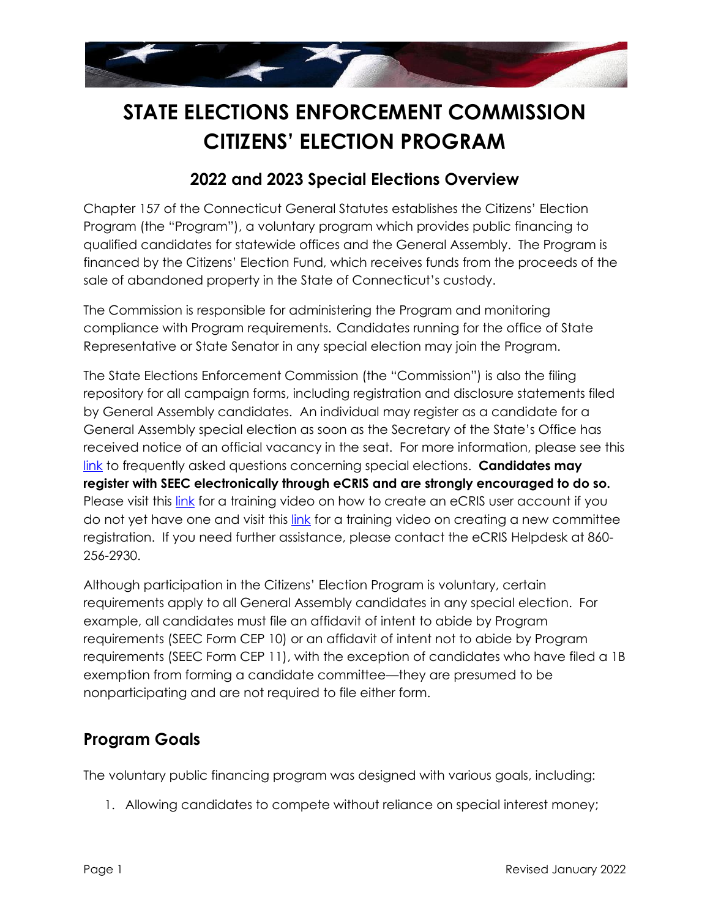# STATE ELECTIONS ENFORCEMENT COMMISSION CITIZENS' ELECTION PROGRAM

## 2022 and 2023 Special Elections Overview

Chapter 157 of the Connecticut General Statutes establishes the Citizens' Election Program (the "Program"), a voluntary program which provides public financing to qualified candidates for statewide offices and the General Assembly. The Program is financed by the Citizens' Election Fund, which receives funds from the proceeds of the sale of abandoned property in the State of Connecticut's custody.

The Commission is responsible for administering the Program and monitoring compliance with Program requirements. Candidates running for the office of State Representative or State Senator in any special election may join the Program.

The State Elections Enforcement Commission (the "Commission") is also the filing repository for all campaign forms, including registration and disclosure statements filed by General Assembly candidates. An individual may register as a candidate for a General Assembly special election as soon as the Secretary of the State's Office has received notice of an official vacancy in the seat. For more information, please see this link to frequently asked questions concerning special elections. **Candidates may register with SEEC electronically through eCRIS and are strongly encouraged to do so.** Please visit this link for a training video on how to create an eCRIS user account if you do not yet have one and visit this link for a training video on creating a new committee registration. If you need further assistance, please contact the eCRIS Helpdesk at 860-256-2930.

Although participation in the Citizens' Election Program is voluntary, certain requirements apply to all General Assembly candidates in any special election. For example, all candidates must file an affidavit of intent to abide by Program requirements (SEEC Form CEP 10) or an affidavit of intent not to abide by Program requirements (SEEC Form CEP 11), with the exception of candidates who have filed a 1B exemption from forming a candidate committee—they are presumed to be nonparticipating and are not required to file either form.

## Program Goals

The voluntary public financing program was designed with various goals, including:

1. Allowing candidates to compete without reliance on special interest money;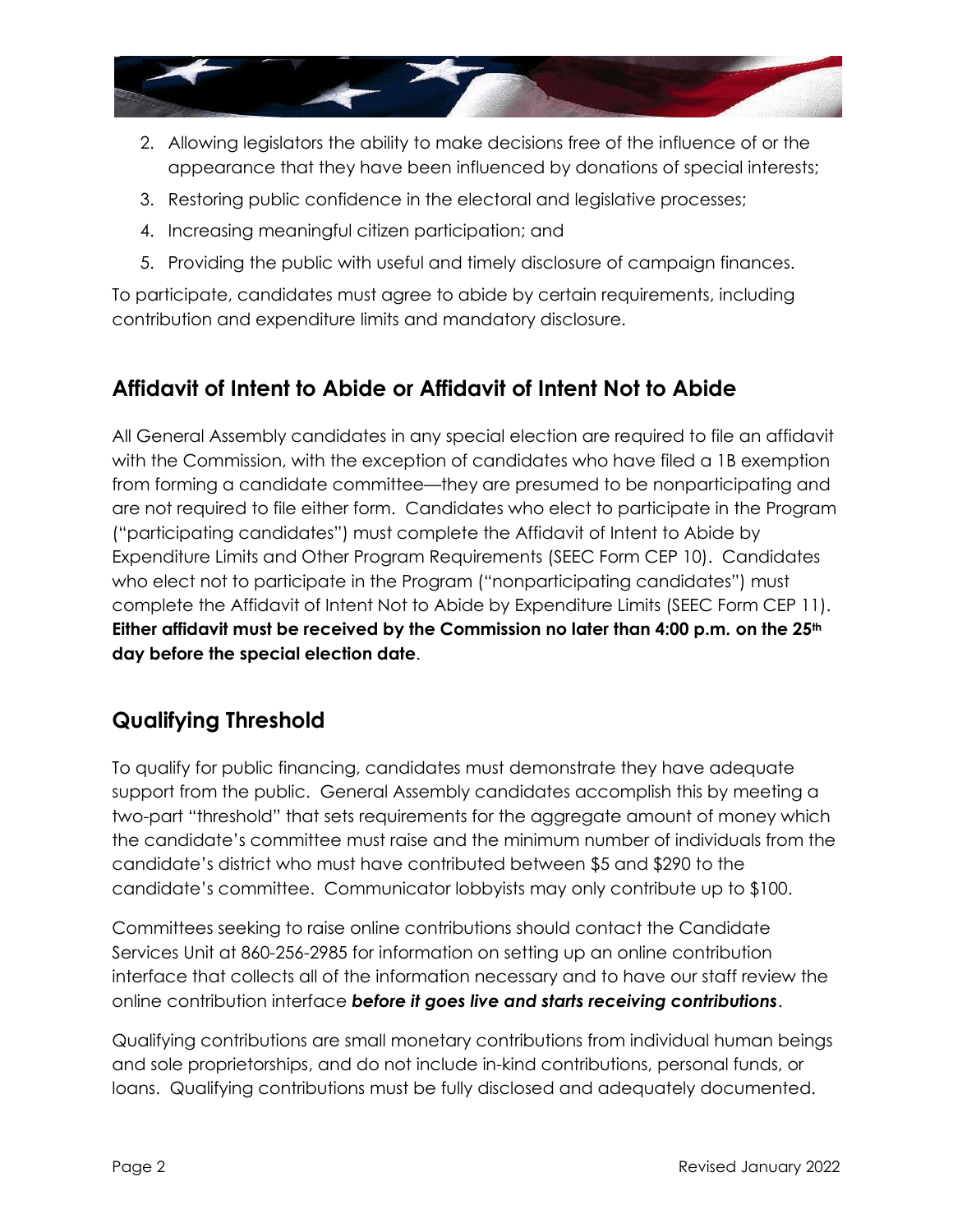2. Allowing legislators the ability to make decisions free of the influence of or the appearance that they have been influenced by donations of special interests;
3. Restoring public confidence in the electoral and legislative processes;
4. Increasing meaningful citizen participation; and
5. Providing the public with useful and timely disclosure of campaign finances.

To participate, candidates must agree to abide by certain requirements, including contribution and expenditure limits and mandatory disclosure.

## Affidavit of Intent to Abide or Affidavit of Intent Not to Abide

All General Assembly candidates in any special election are required to file an affidavit with the Commission, with the exception of candidates who have filed a 1B exemption from forming a candidate committee—they are presumed to be nonparticipating and are not required to file either form. Candidates who elect to participate in the Program ("participating candidates") must complete the Affidavit of Intent to Abide by Expenditure Limits and Other Program Requirements (SEEC Form CEP 10). Candidates who elect not to participate in the Program ("nonparticipating candidates") must complete the Affidavit of Intent Not to Abide by Expenditure Limits (SEEC Form CEP 11). **Either affidavit must be received by the Commission no later than 4:00 p.m. on the 25th day before the special election date**.

## Qualifying Threshold

To qualify for public financing, candidates must demonstrate they have adequate support from the public. General Assembly candidates accomplish this by meeting a two-part "threshold" that sets requirements for the aggregate amount of money which the candidate's committee must raise and the minimum number of individuals from the candidate's district who must have contributed between $5 and $290 to the candidate's committee. Communicator lobbyists may only contribute up to $100.

Committees seeking to raise online contributions should contact the Candidate Services Unit at 860-256-2985 for information on setting up an online contribution interface that collects all of the information necessary and to have our staff review the online contribution interface ***before it goes live and starts receiving contributions***.

Qualifying contributions are small monetary contributions from individual human beings and sole proprietorships, and do not include in-kind contributions, personal funds, or loans. Qualifying contributions must be fully disclosed and adequately documented.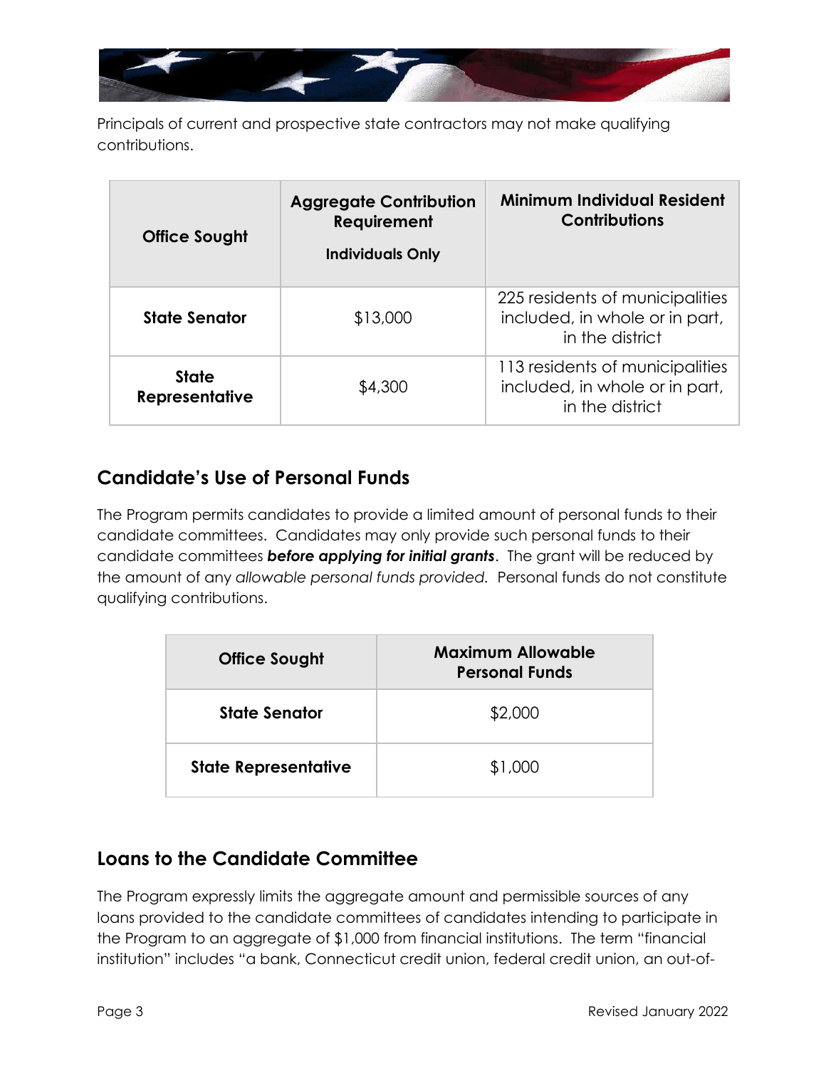Principals of current and prospective state contractors may not make qualifying contributions.

| Office Sought | Aggregate Contribution Requirement<br>Individuals Only | Minimum Individual Resident Contributions |
|---|---|---|
| **State Senator** | $13,000 | 225 residents of municipalities included, in whole or in part, in the district |
| **State Representative** | $4,300 | 113 residents of municipalities included, in whole or in part, in the district |

## Candidate's Use of Personal Funds

The Program permits candidates to provide a limited amount of personal funds to their candidate committees. Candidates may only provide such personal funds to their candidate committees ***before applying for initial grants***. The grant will be reduced by the amount of any *allowable personal funds provided.* Personal funds do not constitute qualifying contributions.

| Office Sought | Maximum Allowable Personal Funds |
|---|---|
| **State Senator** | $2,000 |
| **State Representative** | $1,000 |

## Loans to the Candidate Committee

The Program expressly limits the aggregate amount and permissible sources of any loans provided to the candidate committees of candidates intending to participate in the Program to an aggregate of $1,000 from financial institutions. The term "financial institution" includes "a bank, Connecticut credit union, federal credit union, an out-of-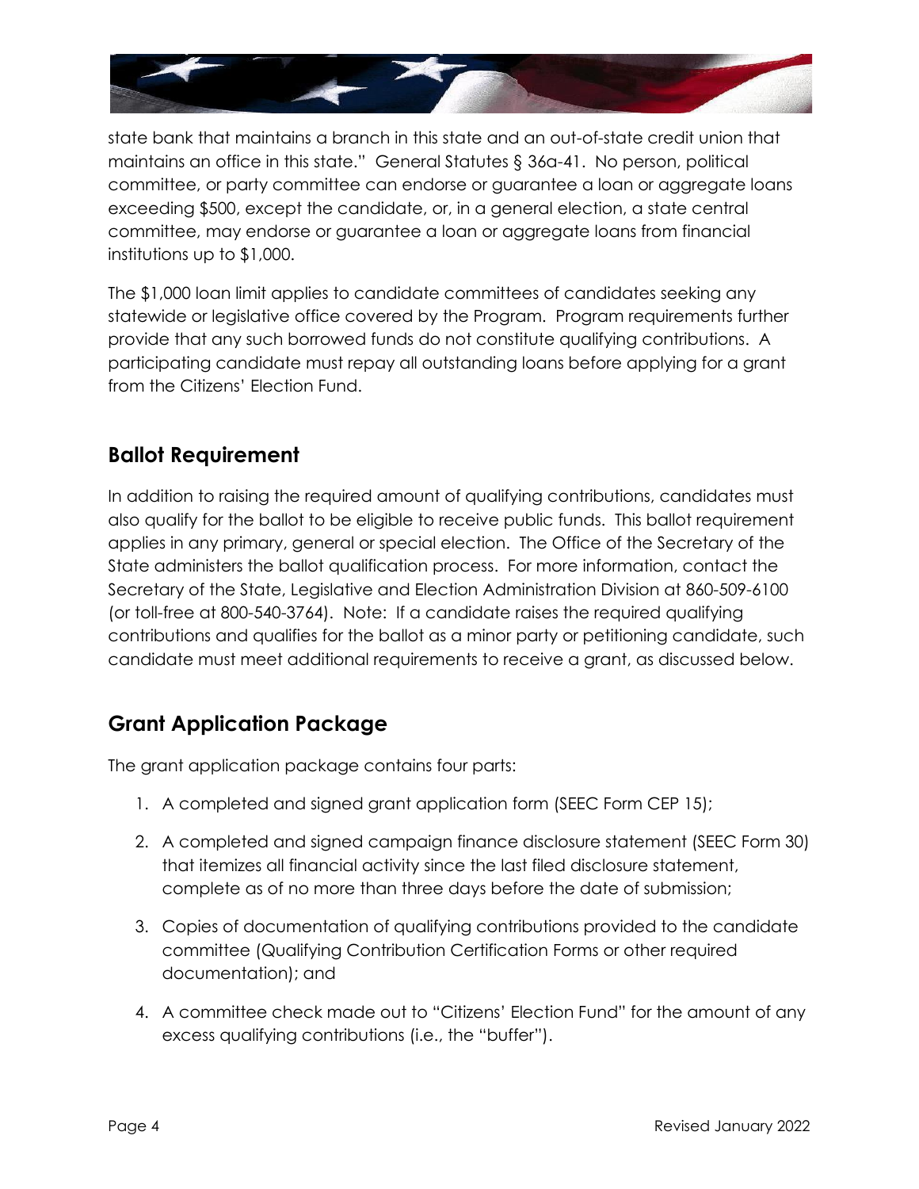state bank that maintains a branch in this state and an out-of-state credit union that maintains an office in this state." General Statutes § 36a-41. No person, political committee, or party committee can endorse or guarantee a loan or aggregate loans exceeding $500, except the candidate, or, in a general election, a state central committee, may endorse or guarantee a loan or aggregate loans from financial institutions up to $1,000.

The $1,000 loan limit applies to candidate committees of candidates seeking any statewide or legislative office covered by the Program. Program requirements further provide that any such borrowed funds do not constitute qualifying contributions. A participating candidate must repay all outstanding loans before applying for a grant from the Citizens' Election Fund.

## Ballot Requirement

In addition to raising the required amount of qualifying contributions, candidates must also qualify for the ballot to be eligible to receive public funds. This ballot requirement applies in any primary, general or special election. The Office of the Secretary of the State administers the ballot qualification process. For more information, contact the Secretary of the State, Legislative and Election Administration Division at 860-509-6100 (or toll-free at 800-540-3764). Note: If a candidate raises the required qualifying contributions and qualifies for the ballot as a minor party or petitioning candidate, such candidate must meet additional requirements to receive a grant, as discussed below.

## Grant Application Package

The grant application package contains four parts:

1. A completed and signed grant application form (SEEC Form CEP 15);
2. A completed and signed campaign finance disclosure statement (SEEC Form 30) that itemizes all financial activity since the last filed disclosure statement, complete as of no more than three days before the date of submission;
3. Copies of documentation of qualifying contributions provided to the candidate committee (Qualifying Contribution Certification Forms or other required documentation); and
4. A committee check made out to "Citizens' Election Fund" for the amount of any excess qualifying contributions (i.e., the "buffer").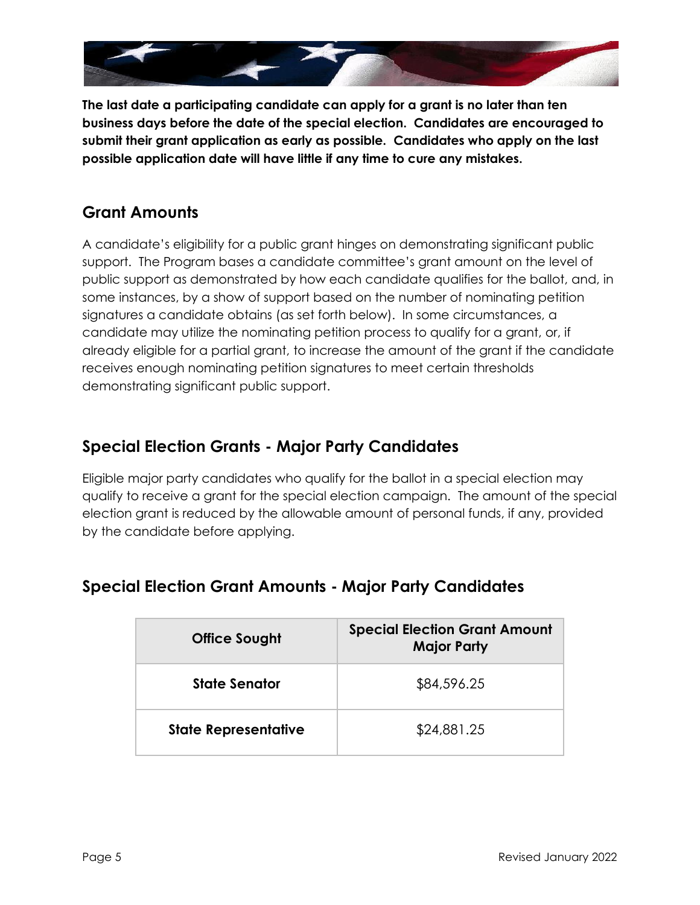**The last date a participating candidate can apply for a grant is no later than ten business days before the date of the special election. Candidates are encouraged to submit their grant application as early as possible. Candidates who apply on the last possible application date will have little if any time to cure any mistakes.**

## Grant Amounts

A candidate's eligibility for a public grant hinges on demonstrating significant public support. The Program bases a candidate committee's grant amount on the level of public support as demonstrated by how each candidate qualifies for the ballot, and, in some instances, by a show of support based on the number of nominating petition signatures a candidate obtains (as set forth below). In some circumstances, a candidate may utilize the nominating petition process to qualify for a grant, or, if already eligible for a partial grant, to increase the amount of the grant if the candidate receives enough nominating petition signatures to meet certain thresholds demonstrating significant public support.

## Special Election Grants - Major Party Candidates

Eligible major party candidates who qualify for the ballot in a special election may qualify to receive a grant for the special election campaign. The amount of the special election grant is reduced by the allowable amount of personal funds, if any, provided by the candidate before applying.

## Special Election Grant Amounts - Major Party Candidates

| Office Sought | Special Election Grant Amount Major Party |
|---|---|
| **State Senator** | $84,596.25 |
| **State Representative** | $24,881.25 |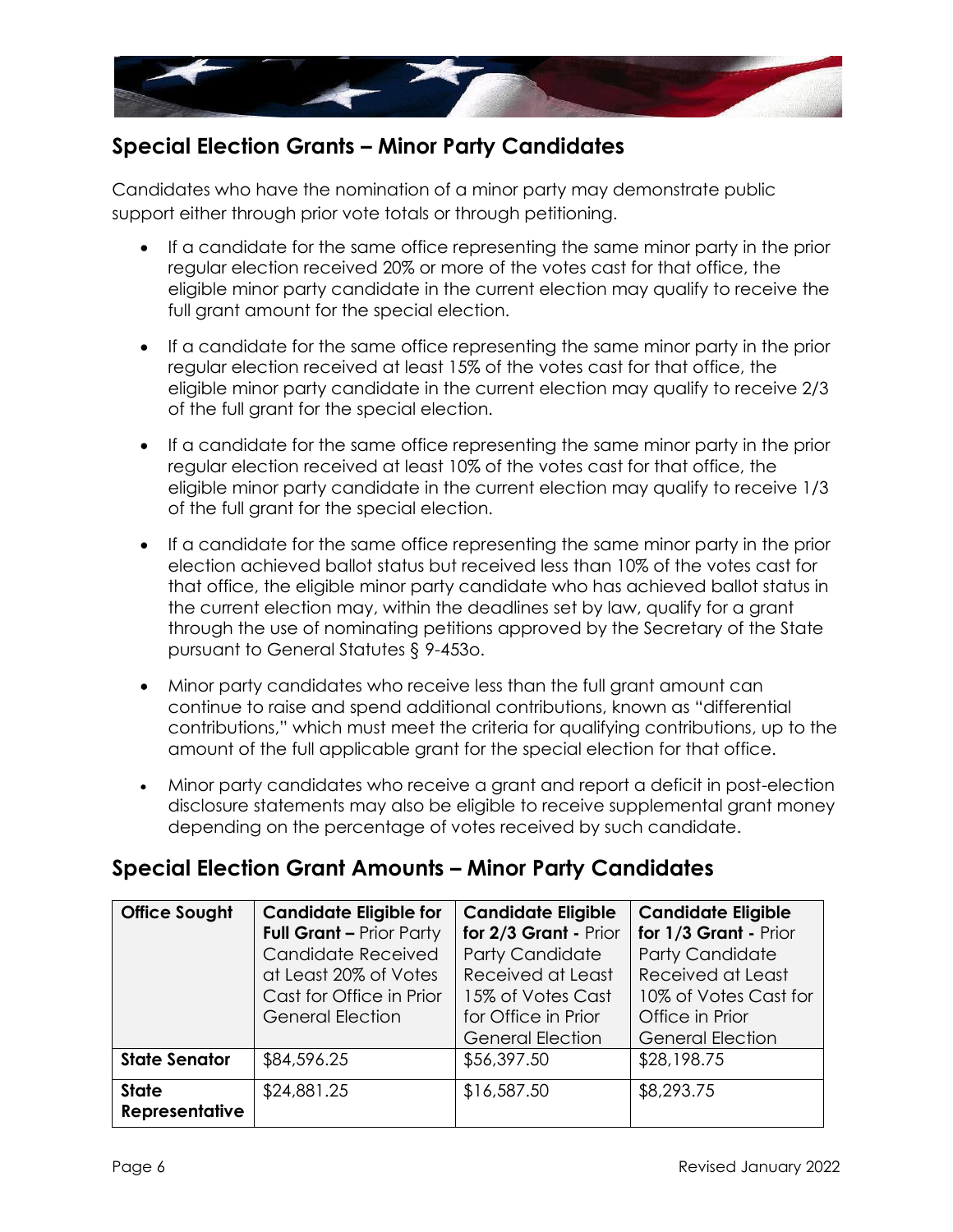## Special Election Grants – Minor Party Candidates

Candidates who have the nomination of a minor party may demonstrate public support either through prior vote totals or through petitioning.

- If a candidate for the same office representing the same minor party in the prior regular election received 20% or more of the votes cast for that office, the eligible minor party candidate in the current election may qualify to receive the full grant amount for the special election.
- If a candidate for the same office representing the same minor party in the prior regular election received at least 15% of the votes cast for that office, the eligible minor party candidate in the current election may qualify to receive 2/3 of the full grant for the special election.
- If a candidate for the same office representing the same minor party in the prior regular election received at least 10% of the votes cast for that office, the eligible minor party candidate in the current election may qualify to receive 1/3 of the full grant for the special election.
- If a candidate for the same office representing the same minor party in the prior election achieved ballot status but received less than 10% of the votes cast for that office, the eligible minor party candidate who has achieved ballot status in the current election may, within the deadlines set by law, qualify for a grant through the use of nominating petitions approved by the Secretary of the State pursuant to General Statutes § 9-453o.
- Minor party candidates who receive less than the full grant amount can continue to raise and spend additional contributions, known as "differential contributions," which must meet the criteria for qualifying contributions, up to the amount of the full applicable grant for the special election for that office.
- Minor party candidates who receive a grant and report a deficit in post-election disclosure statements may also be eligible to receive supplemental grant money depending on the percentage of votes received by such candidate.

## Special Election Grant Amounts – Minor Party Candidates

| **Office Sought** | **Candidate Eligible for Full Grant –** Prior Party Candidate Received at Least 20% of Votes Cast for Office in Prior General Election | **Candidate Eligible for 2/3 Grant -** Prior Party Candidate Received at Least 15% of Votes Cast for Office in Prior General Election | **Candidate Eligible for 1/3 Grant -** Prior Party Candidate Received at Least 10% of Votes Cast for Office in Prior General Election |
|---|---|---|---|
| **State Senator** | $84,596.25 | $56,397.50 | $28,198.75 |
| **State Representative** | $24,881.25 | $16,587.50 | $8,293.75 |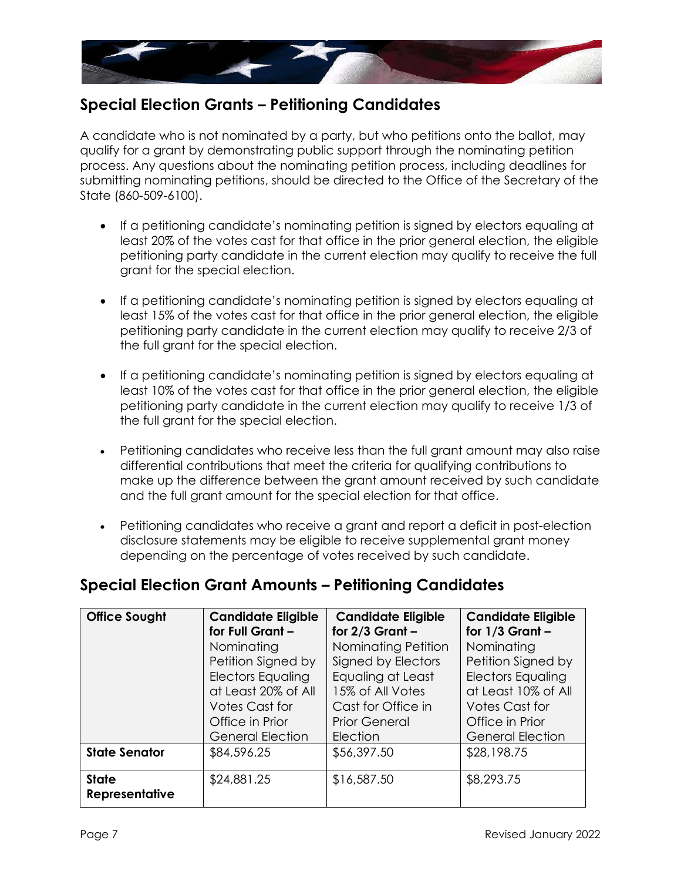## Special Election Grants – Petitioning Candidates

A candidate who is not nominated by a party, but who petitions onto the ballot, may qualify for a grant by demonstrating public support through the nominating petition process. Any questions about the nominating petition process, including deadlines for submitting nominating petitions, should be directed to the Office of the Secretary of the State (860-509-6100).

- If a petitioning candidate's nominating petition is signed by electors equaling at least 20% of the votes cast for that office in the prior general election, the eligible petitioning party candidate in the current election may qualify to receive the full grant for the special election.
- If a petitioning candidate's nominating petition is signed by electors equaling at least 15% of the votes cast for that office in the prior general election, the eligible petitioning party candidate in the current election may qualify to receive 2/3 of the full grant for the special election.
- If a petitioning candidate's nominating petition is signed by electors equaling at least 10% of the votes cast for that office in the prior general election, the eligible petitioning party candidate in the current election may qualify to receive 1/3 of the full grant for the special election.
- Petitioning candidates who receive less than the full grant amount may also raise differential contributions that meet the criteria for qualifying contributions to make up the difference between the grant amount received by such candidate and the full grant amount for the special election for that office.
- Petitioning candidates who receive a grant and report a deficit in post-election disclosure statements may be eligible to receive supplemental grant money depending on the percentage of votes received by such candidate.

## Special Election Grant Amounts – Petitioning Candidates

| **Office Sought** | **Candidate Eligible for Full Grant –** Nominating Petition Signed by Electors Equaling at Least 20% of All Votes Cast for Office in Prior General Election | **Candidate Eligible for 2/3 Grant –** Nominating Petition Signed by Electors Equaling at Least 15% of All Votes Cast for Office in Prior General Election | **Candidate Eligible for 1/3 Grant –** Nominating Petition Signed by Electors Equaling at Least 10% of All Votes Cast for Office in Prior General Election |
|---|---|---|---|
| **State Senator** | $84,596.25 | $56,397.50 | $28,198.75 |
| **State Representative** | $24,881.25 | $16,587.50 | $8,293.75 |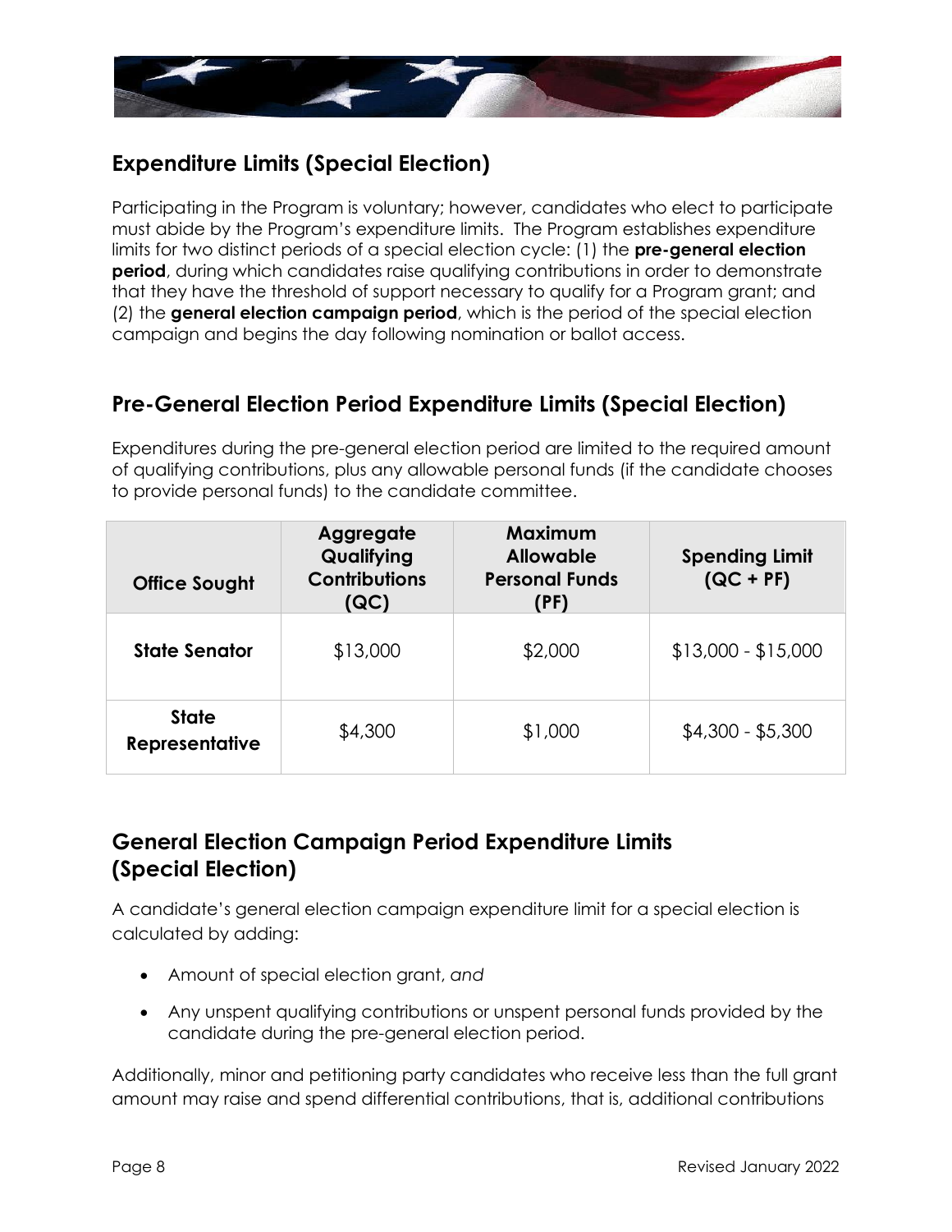## Expenditure Limits (Special Election)

Participating in the Program is voluntary; however, candidates who elect to participate must abide by the Program's expenditure limits. The Program establishes expenditure limits for two distinct periods of a special election cycle: (1) the **pre-general election period**, during which candidates raise qualifying contributions in order to demonstrate that they have the threshold of support necessary to qualify for a Program grant; and (2) the **general election campaign period**, which is the period of the special election campaign and begins the day following nomination or ballot access.

## Pre-General Election Period Expenditure Limits (Special Election)

Expenditures during the pre-general election period are limited to the required amount of qualifying contributions, plus any allowable personal funds (if the candidate chooses to provide personal funds) to the candidate committee.

| Office Sought | Aggregate Qualifying Contributions (QC) | Maximum Allowable Personal Funds (PF) | Spending Limit (QC + PF) |
|---|---|---|---|
| **State Senator** | $13,000 | $2,000 | $13,000 - $15,000 |
| **State Representative** | $4,300 | $1,000 | $4,300 - $5,300 |

## General Election Campaign Period Expenditure Limits (Special Election)

A candidate's general election campaign expenditure limit for a special election is calculated by adding:

- Amount of special election grant, *and*
- Any unspent qualifying contributions or unspent personal funds provided by the candidate during the pre-general election period.

Additionally, minor and petitioning party candidates who receive less than the full grant amount may raise and spend differential contributions, that is, additional contributions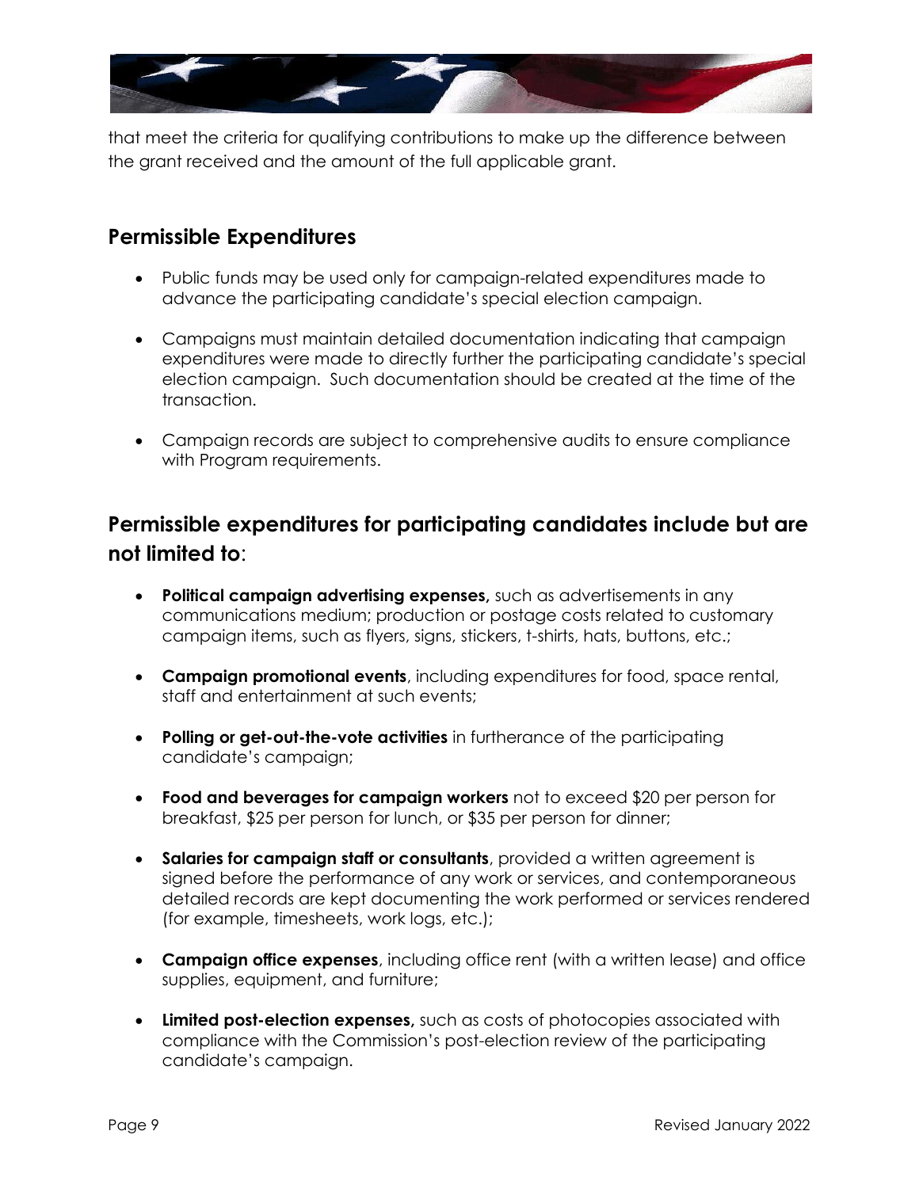that meet the criteria for qualifying contributions to make up the difference between the grant received and the amount of the full applicable grant.

## Permissible Expenditures

- Public funds may be used only for campaign-related expenditures made to advance the participating candidate's special election campaign.
- Campaigns must maintain detailed documentation indicating that campaign expenditures were made to directly further the participating candidate's special election campaign. Such documentation should be created at the time of the transaction.
- Campaign records are subject to comprehensive audits to ensure compliance with Program requirements.

## Permissible expenditures for participating candidates include but are not limited to:

- **Political campaign advertising expenses,** such as advertisements in any communications medium; production or postage costs related to customary campaign items, such as flyers, signs, stickers, t-shirts, hats, buttons, etc.;
- **Campaign promotional events**, including expenditures for food, space rental, staff and entertainment at such events;
- **Polling or get-out-the-vote activities** in furtherance of the participating candidate's campaign;
- **Food and beverages for campaign workers** not to exceed $20 per person for breakfast, $25 per person for lunch, or $35 per person for dinner;
- **Salaries for campaign staff or consultants**, provided a written agreement is signed before the performance of any work or services, and contemporaneous detailed records are kept documenting the work performed or services rendered (for example, timesheets, work logs, etc.);
- **Campaign office expenses**, including office rent (with a written lease) and office supplies, equipment, and furniture;
- **Limited post-election expenses,** such as costs of photocopies associated with compliance with the Commission's post-election review of the participating candidate's campaign.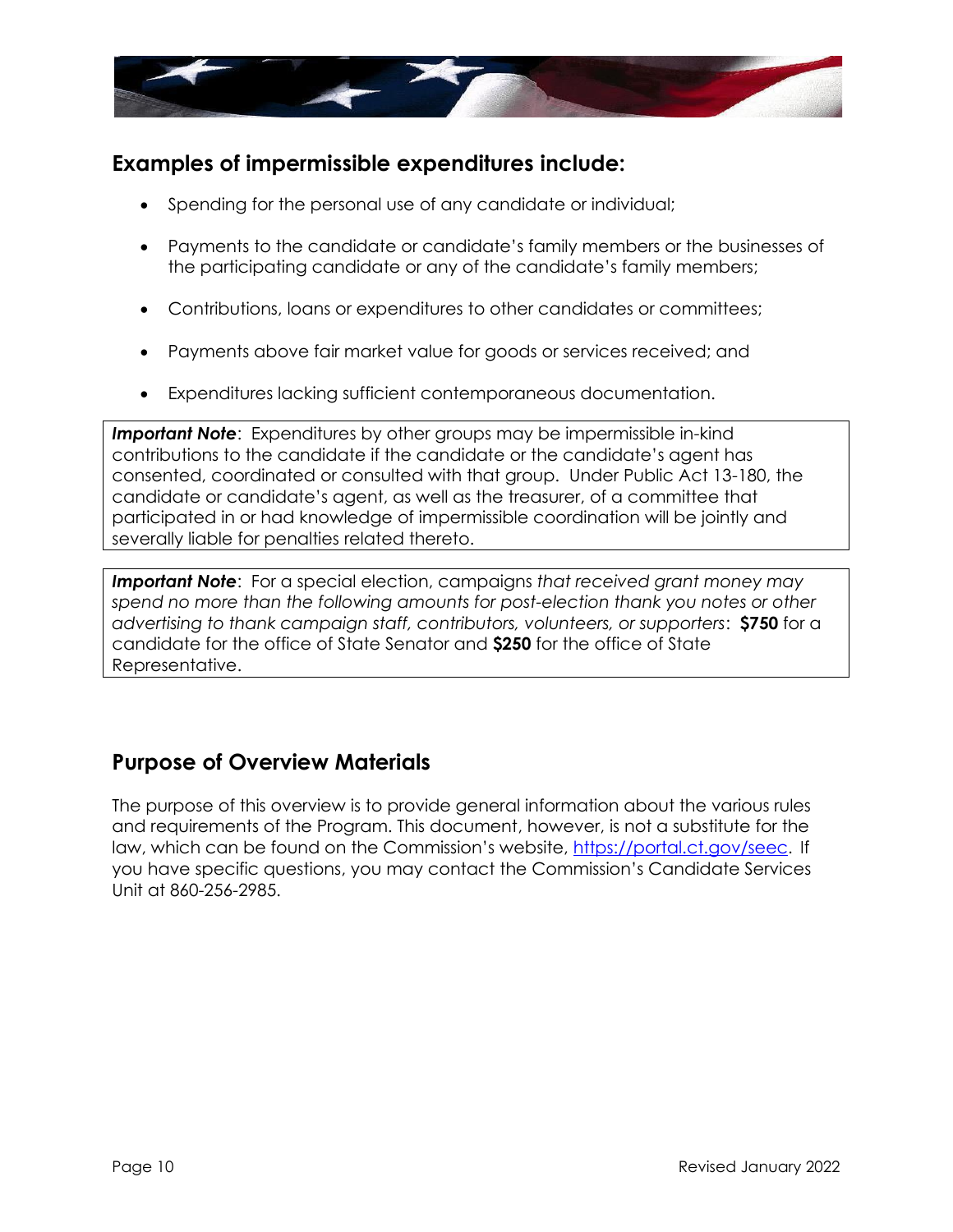## Examples of impermissible expenditures include:

- Spending for the personal use of any candidate or individual;
- Payments to the candidate or candidate's family members or the businesses of the participating candidate or any of the candidate's family members;
- Contributions, loans or expenditures to other candidates or committees;
- Payments above fair market value for goods or services received; and
- Expenditures lacking sufficient contemporaneous documentation.

***Important Note***: Expenditures by other groups may be impermissible in-kind contributions to the candidate if the candidate or the candidate's agent has consented, coordinated or consulted with that group. Under Public Act 13-180, the candidate or candidate's agent, as well as the treasurer, of a committee that participated in or had knowledge of impermissible coordination will be jointly and severally liable for penalties related thereto.

***Important Note***: For a special election, campaigns *that received grant money may spend no more than the following amounts for post-election thank you notes or other advertising to thank campaign staff, contributors, volunteers, or supporters*: **$750** for a candidate for the office of State Senator and **$250** for the office of State Representative.

## Purpose of Overview Materials

The purpose of this overview is to provide general information about the various rules and requirements of the Program. This document, however, is not a substitute for the law, which can be found on the Commission's website, https://portal.ct.gov/seec. If you have specific questions, you may contact the Commission's Candidate Services Unit at 860-256-2985.